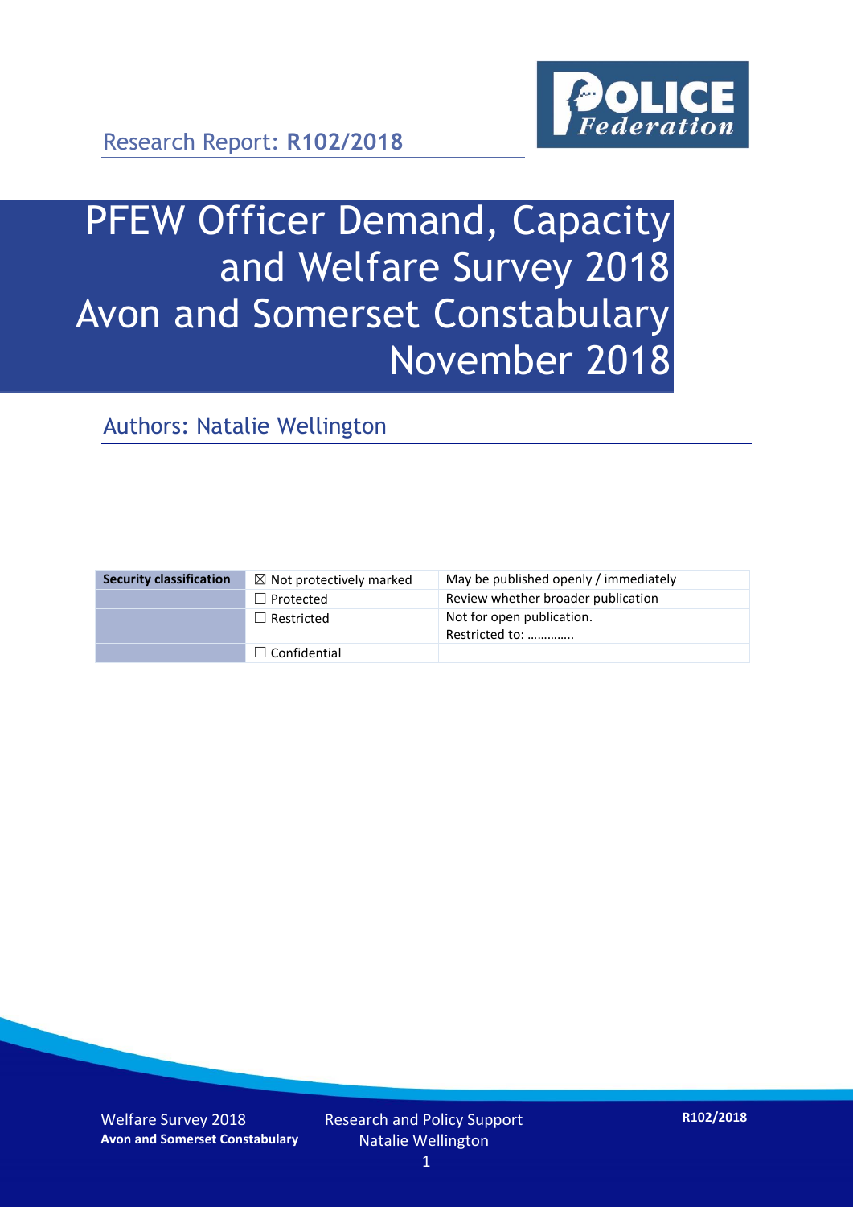Research Report: **R102/2018**

# PFEW Officer Demand, Capacity and Welfare Survey 2018 Avon and Somerset Constabulary November 2018

## Authors: Natalie Wellington

| Security classification | ☒ Not protectively marked | May be published openly / immediately |
| --- | --- | --- |
| | ☐ Protected | Review whether broader publication |
| | ☐ Restricted | Not for open publication. Restricted to: ………….. |
| | ☐ Confidential | |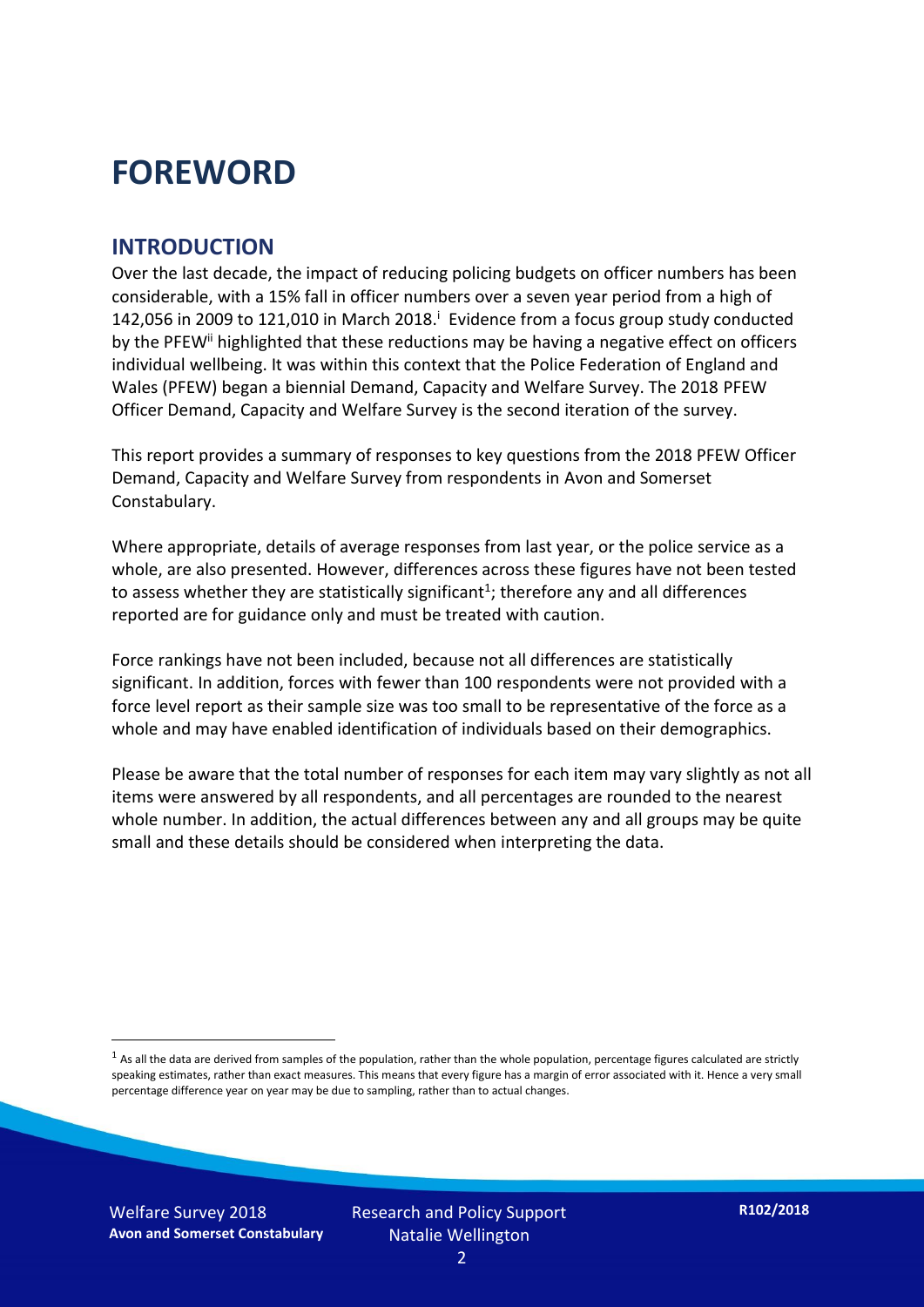# FOREWORD

## INTRODUCTION

Over the last decade, the impact of reducing policing budgets on officer numbers has been considerable, with a 15% fall in officer numbers over a seven year period from a high of 142,056 in 2009 to 121,010 in March 2018.[i] Evidence from a focus group study conducted by the PFEW[ii] highlighted that these reductions may be having a negative effect on officers individual wellbeing. It was within this context that the Police Federation of England and Wales (PFEW) began a biennial Demand, Capacity and Welfare Survey. The 2018 PFEW Officer Demand, Capacity and Welfare Survey is the second iteration of the survey.

This report provides a summary of responses to key questions from the 2018 PFEW Officer Demand, Capacity and Welfare Survey from respondents in Avon and Somerset Constabulary.

Where appropriate, details of average responses from last year, or the police service as a whole, are also presented. However, differences across these figures have not been tested to assess whether they are statistically significant[1]; therefore any and all differences reported are for guidance only and must be treated with caution.

Force rankings have not been included, because not all differences are statistically significant. In addition, forces with fewer than 100 respondents were not provided with a force level report as their sample size was too small to be representative of the force as a whole and may have enabled identification of individuals based on their demographics.

Please be aware that the total number of responses for each item may vary slightly as not all items were answered by all respondents, and all percentages are rounded to the nearest whole number. In addition, the actual differences between any and all groups may be quite small and these details should be considered when interpreting the data.

[1] As all the data are derived from samples of the population, rather than the whole population, percentage figures calculated are strictly speaking estimates, rather than exact measures. This means that every figure has a margin of error associated with it. Hence a very small percentage difference year on year may be due to sampling, rather than to actual changes.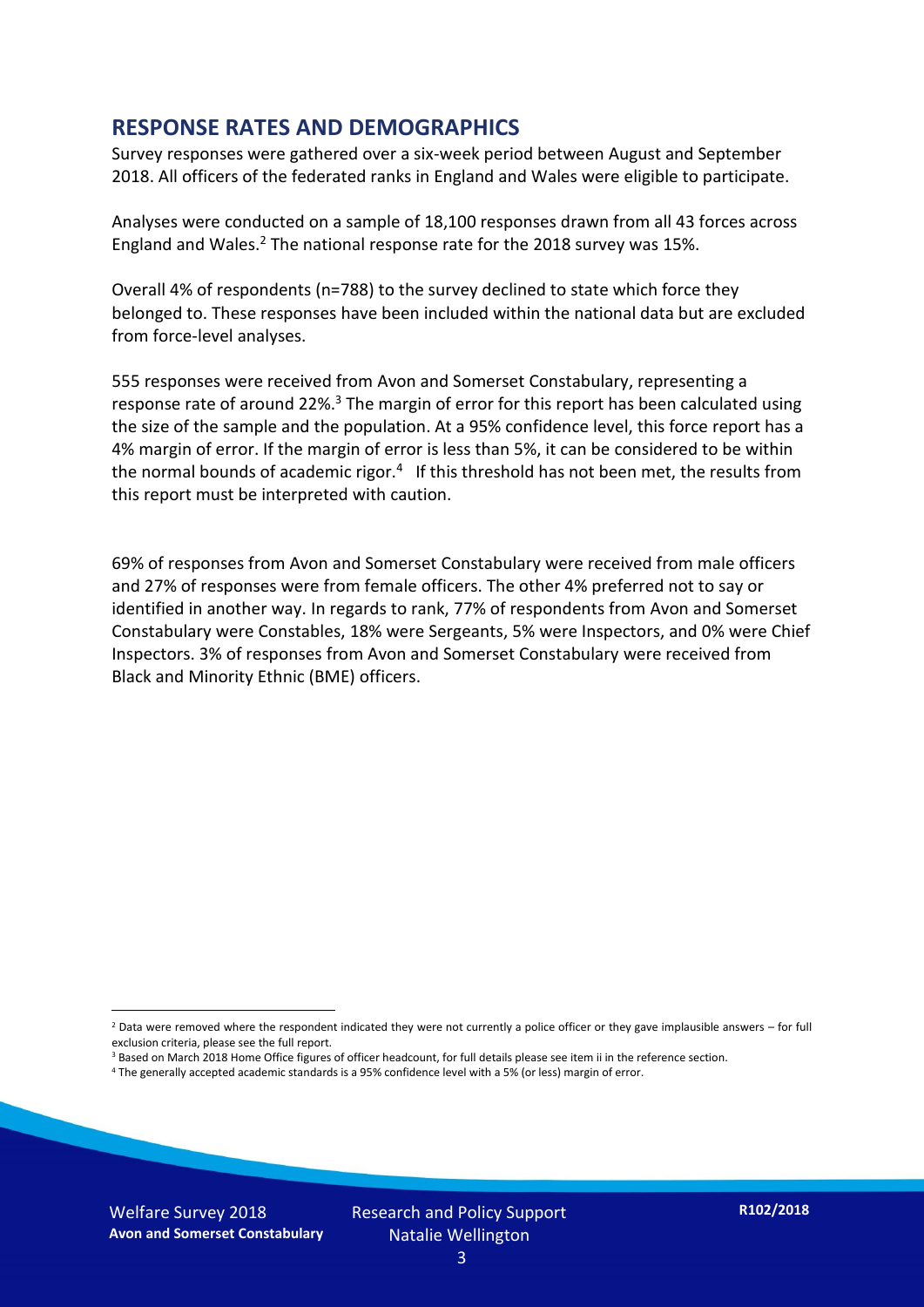## RESPONSE RATES AND DEMOGRAPHICS

Survey responses were gathered over a six-week period between August and September 2018. All officers of the federated ranks in England and Wales were eligible to participate.

Analyses were conducted on a sample of 18,100 responses drawn from all 43 forces across England and Wales.[2] The national response rate for the 2018 survey was 15%.

Overall 4% of respondents (n=788) to the survey declined to state which force they belonged to. These responses have been included within the national data but are excluded from force-level analyses.

555 responses were received from Avon and Somerset Constabulary, representing a response rate of around 22%.[3] The margin of error for this report has been calculated using the size of the sample and the population. At a 95% confidence level, this force report has a 4% margin of error. If the margin of error is less than 5%, it can be considered to be within the normal bounds of academic rigor.[4] If this threshold has not been met, the results from this report must be interpreted with caution.

69% of responses from Avon and Somerset Constabulary were received from male officers and 27% of responses were from female officers. The other 4% preferred not to say or identified in another way. In regards to rank, 77% of respondents from Avon and Somerset Constabulary were Constables, 18% were Sergeants, 5% were Inspectors, and 0% were Chief Inspectors. 3% of responses from Avon and Somerset Constabulary were received from Black and Minority Ethnic (BME) officers.

[2] Data were removed where the respondent indicated they were not currently a police officer or they gave implausible answers – for full exclusion criteria, please see the full report.

[3] Based on March 2018 Home Office figures of officer headcount, for full details please see item ii in the reference section.

[4] The generally accepted academic standards is a 95% confidence level with a 5% (or less) margin of error.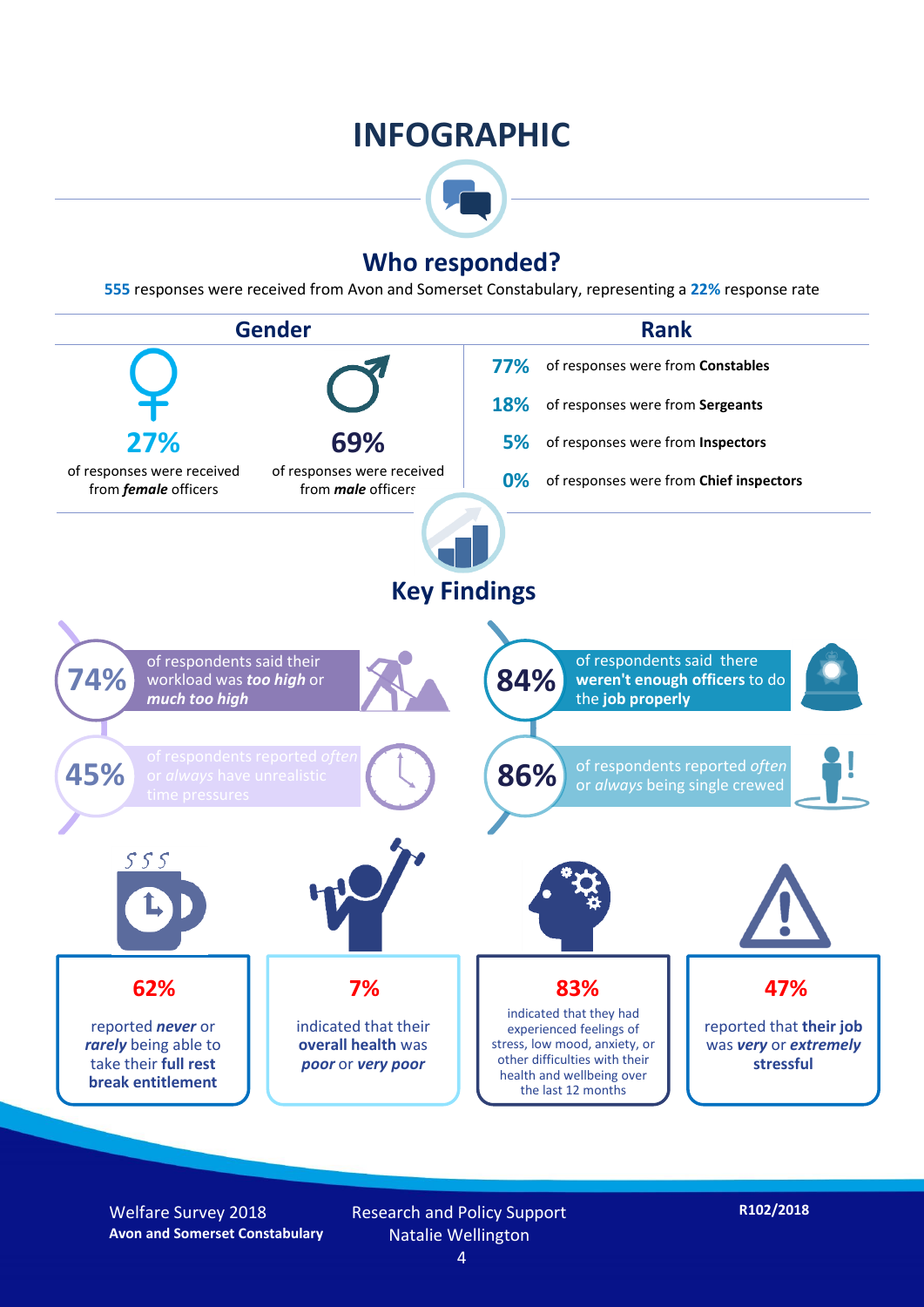# INFOGRAPHIC

## Who responded?

**555** responses were received from Avon and Somerset Constabulary, representing a **22%** response rate

### Gender

**27%** of responses were received from ***female*** officers

**69%** of responses were received from ***male*** officers

### Rank

**77%** of responses were from **Constables**

**18%** of responses were from **Sergeants**

**5%** of responses were from **Inspectors**

**0%** of responses were from **Chief inspectors**

## Key Findings

**74%** of respondents said their workload was ***too high*** or ***much too high***

**84%** of respondents said there **weren't enough officers** to do the **job properly**

**45%** of respondents reported *often* or *always* have unrealistic time pressures

**86%** of respondents reported *often* or *always* being single crewed

**62%** reported ***never*** or ***rarely*** being able to take their **full rest break entitlement**

**7%** indicated that their **overall health** was ***poor*** or ***very poor***

**83%** indicated that they had experienced feelings of stress, low mood, anxiety, or other difficulties with their health and wellbeing over the last 12 months

**47%** reported that **their job** was ***very*** or ***extremely*** **stressful**

Welfare Survey 2018
**Avon and Somerset Constabulary**

Research and Policy Support
Natalie Wellington

**R102/2018**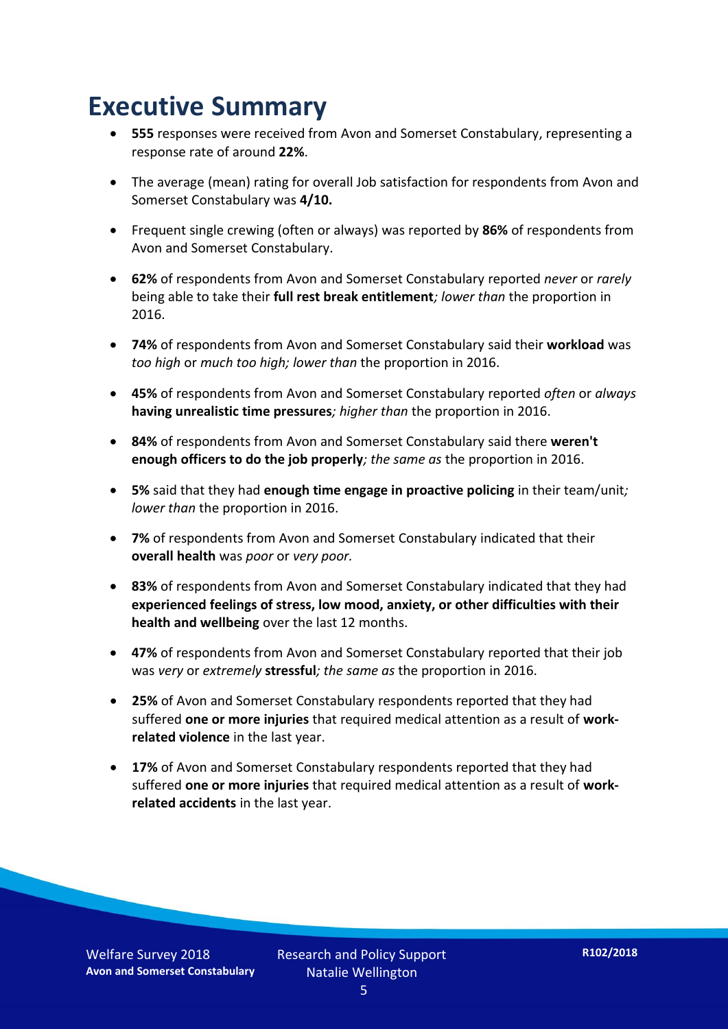# Executive Summary

- **555** responses were received from Avon and Somerset Constabulary, representing a response rate of around **22%**.
- The average (mean) rating for overall Job satisfaction for respondents from Avon and Somerset Constabulary was **4/10.**
- Frequent single crewing (often or always) was reported by **86%** of respondents from Avon and Somerset Constabulary.
- **62%** of respondents from Avon and Somerset Constabulary reported *never* or *rarely* being able to take their **full rest break entitlement***; lower than* the proportion in 2016.
- **74%** of respondents from Avon and Somerset Constabulary said their **workload** was *too high* or *much too high; lower than* the proportion in 2016.
- **45%** of respondents from Avon and Somerset Constabulary reported *often* or *always* **having unrealistic time pressures***; higher than* the proportion in 2016.
- **84%** of respondents from Avon and Somerset Constabulary said there **weren't enough officers to do the job properly***; the same as* the proportion in 2016.
- **5%** said that they had **enough time engage in proactive policing** in their team/unit*; lower than* the proportion in 2016.
- **7%** of respondents from Avon and Somerset Constabulary indicated that their **overall health** was *poor* or *very poor.*
- **83%** of respondents from Avon and Somerset Constabulary indicated that they had **experienced feelings of stress, low mood, anxiety, or other difficulties with their health and wellbeing** over the last 12 months.
- **47%** of respondents from Avon and Somerset Constabulary reported that their job was *very* or *extremely* **stressful***; the same as* the proportion in 2016.
- **25%** of Avon and Somerset Constabulary respondents reported that they had suffered **one or more injuries** that required medical attention as a result of **work-related violence** in the last year.
- **17%** of Avon and Somerset Constabulary respondents reported that they had suffered **one or more injuries** that required medical attention as a result of **work-related accidents** in the last year.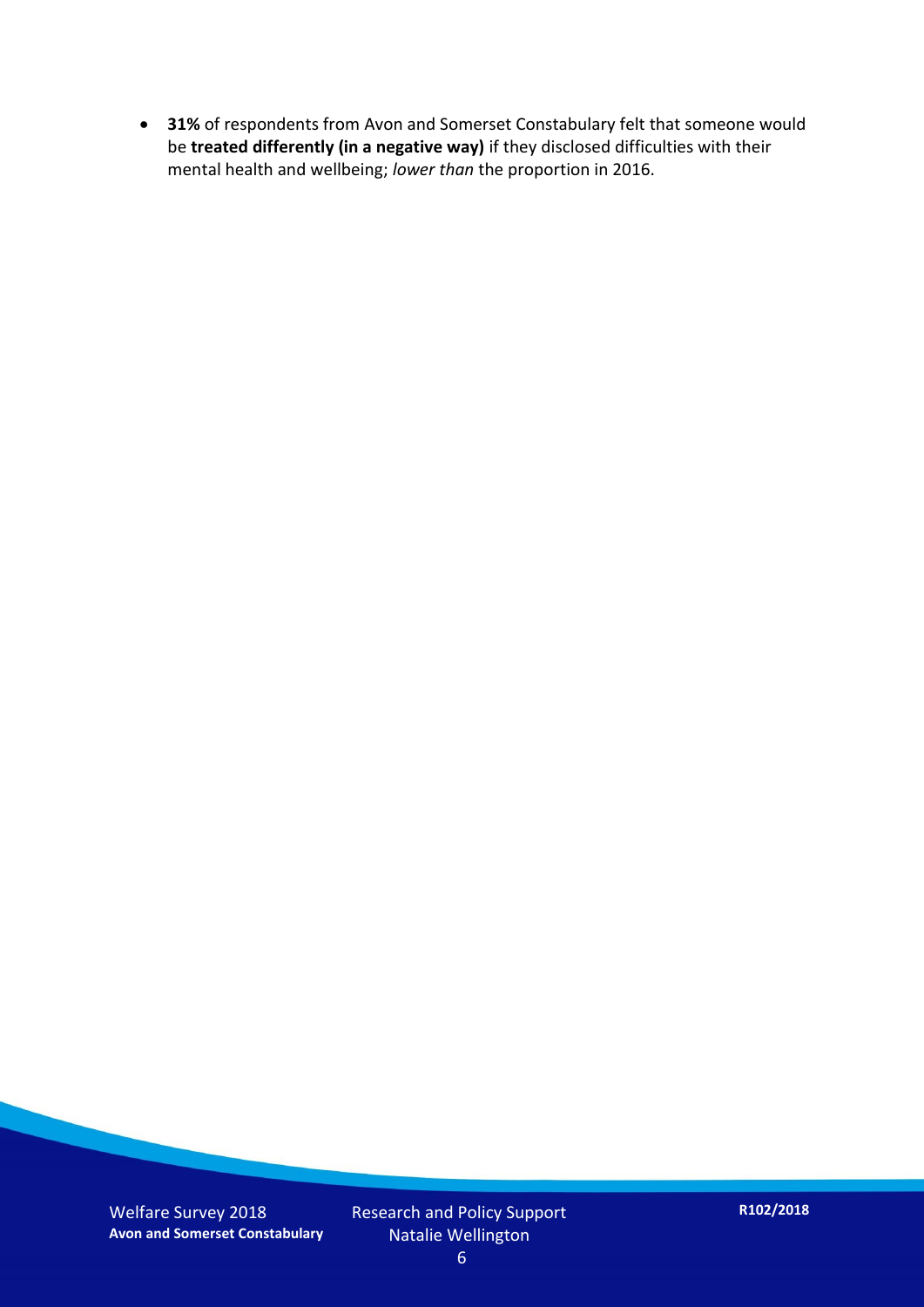- **31%** of respondents from Avon and Somerset Constabulary felt that someone would be **treated differently (in a negative way)** if they disclosed difficulties with their mental health and wellbeing; *lower than* the proportion in 2016.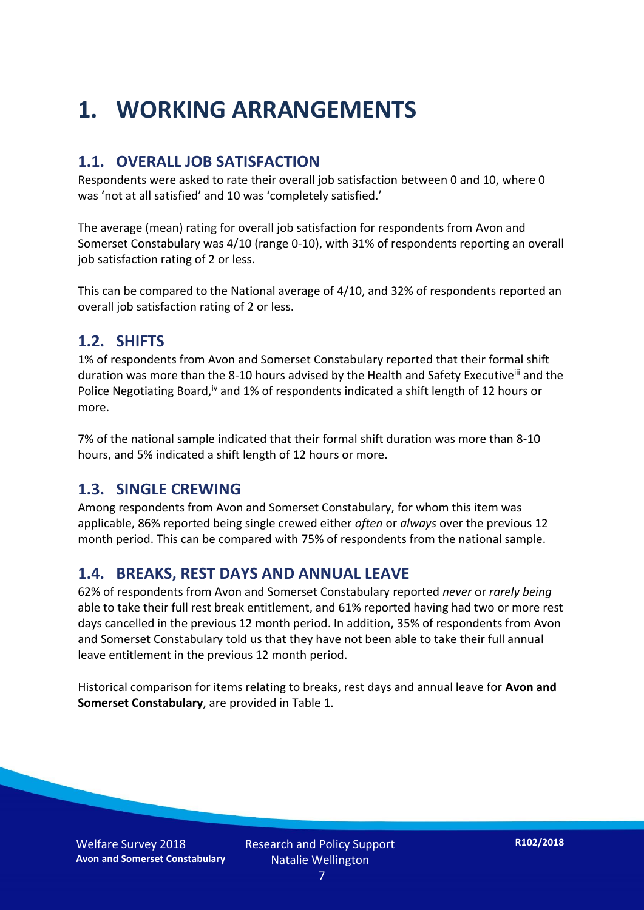# 1. WORKING ARRANGEMENTS

## 1.1. OVERALL JOB SATISFACTION

Respondents were asked to rate their overall job satisfaction between 0 and 10, where 0 was 'not at all satisfied' and 10 was 'completely satisfied.'

The average (mean) rating for overall job satisfaction for respondents from Avon and Somerset Constabulary was 4/10 (range 0-10), with 31% of respondents reporting an overall job satisfaction rating of 2 or less.

This can be compared to the National average of 4/10, and 32% of respondents reported an overall job satisfaction rating of 2 or less.

## 1.2. SHIFTS

1% of respondents from Avon and Somerset Constabulary reported that their formal shift duration was more than the 8-10 hours advised by the Health and Safety Executive[iii] and the Police Negotiating Board,[iv] and 1% of respondents indicated a shift length of 12 hours or more.

7% of the national sample indicated that their formal shift duration was more than 8-10 hours, and 5% indicated a shift length of 12 hours or more.

## 1.3. SINGLE CREWING

Among respondents from Avon and Somerset Constabulary, for whom this item was applicable, 86% reported being single crewed either *often* or *always* over the previous 12 month period. This can be compared with 75% of respondents from the national sample.

## 1.4. BREAKS, REST DAYS AND ANNUAL LEAVE

62% of respondents from Avon and Somerset Constabulary reported *never* or *rarely being* able to take their full rest break entitlement, and 61% reported having had two or more rest days cancelled in the previous 12 month period. In addition, 35% of respondents from Avon and Somerset Constabulary told us that they have not been able to take their full annual leave entitlement in the previous 12 month period.

Historical comparison for items relating to breaks, rest days and annual leave for **Avon and Somerset Constabulary**, are provided in Table 1.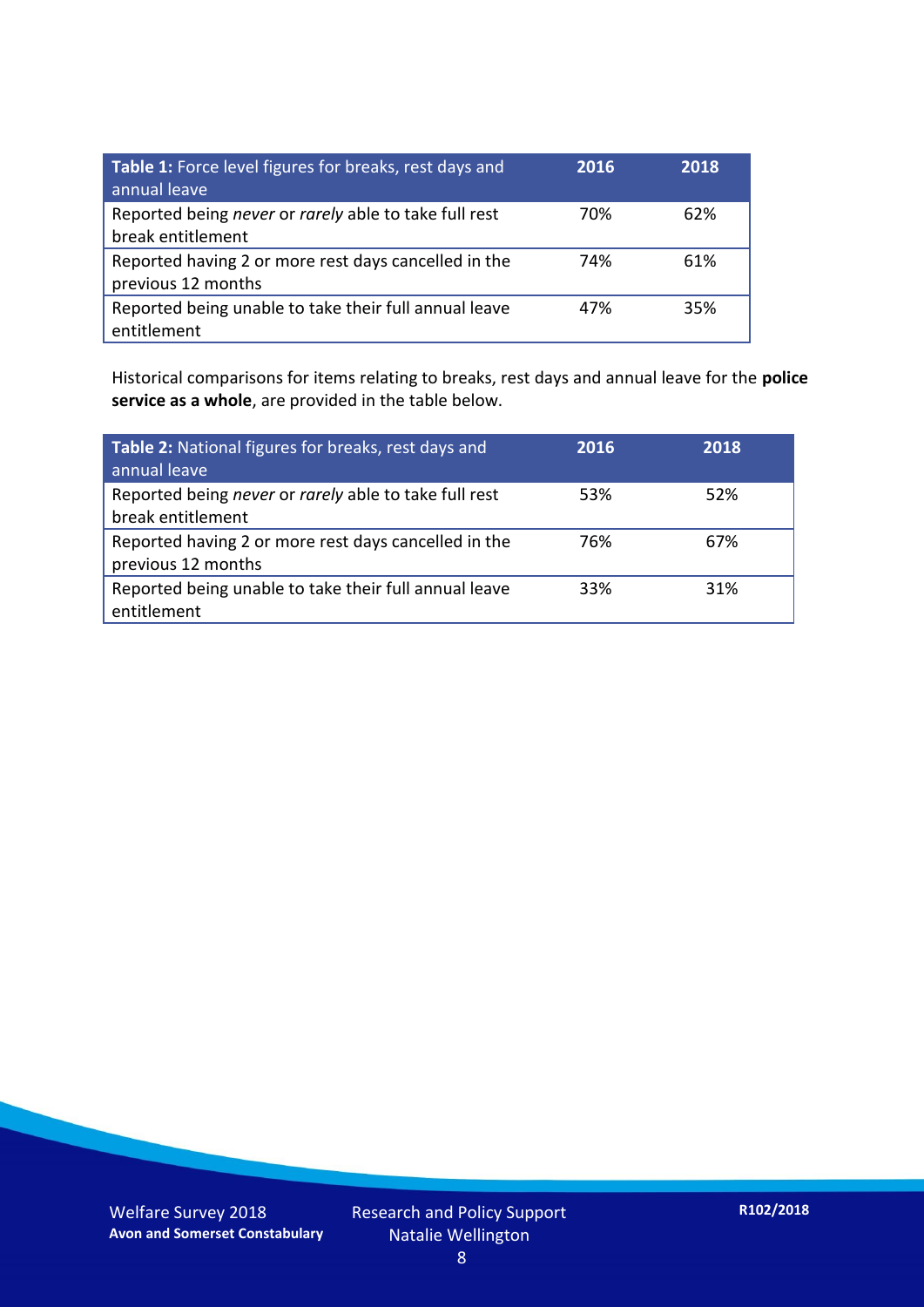| **Table 1:** Force level figures for breaks, rest days and annual leave | **2016** | **2018** |
|---|---|---|
| Reported being *never* or *rarely* able to take full rest break entitlement | 70% | 62% |
| Reported having 2 or more rest days cancelled in the previous 12 months | 74% | 61% |
| Reported being unable to take their full annual leave entitlement | 47% | 35% |

Historical comparisons for items relating to breaks, rest days and annual leave for the **police service as a whole**, are provided in the table below.

| **Table 2:** National figures for breaks, rest days and annual leave | **2016** | **2018** |
|---|---|---|
| Reported being *never* or *rarely* able to take full rest break entitlement | 53% | 52% |
| Reported having 2 or more rest days cancelled in the previous 12 months | 76% | 67% |
| Reported being unable to take their full annual leave entitlement | 33% | 31% |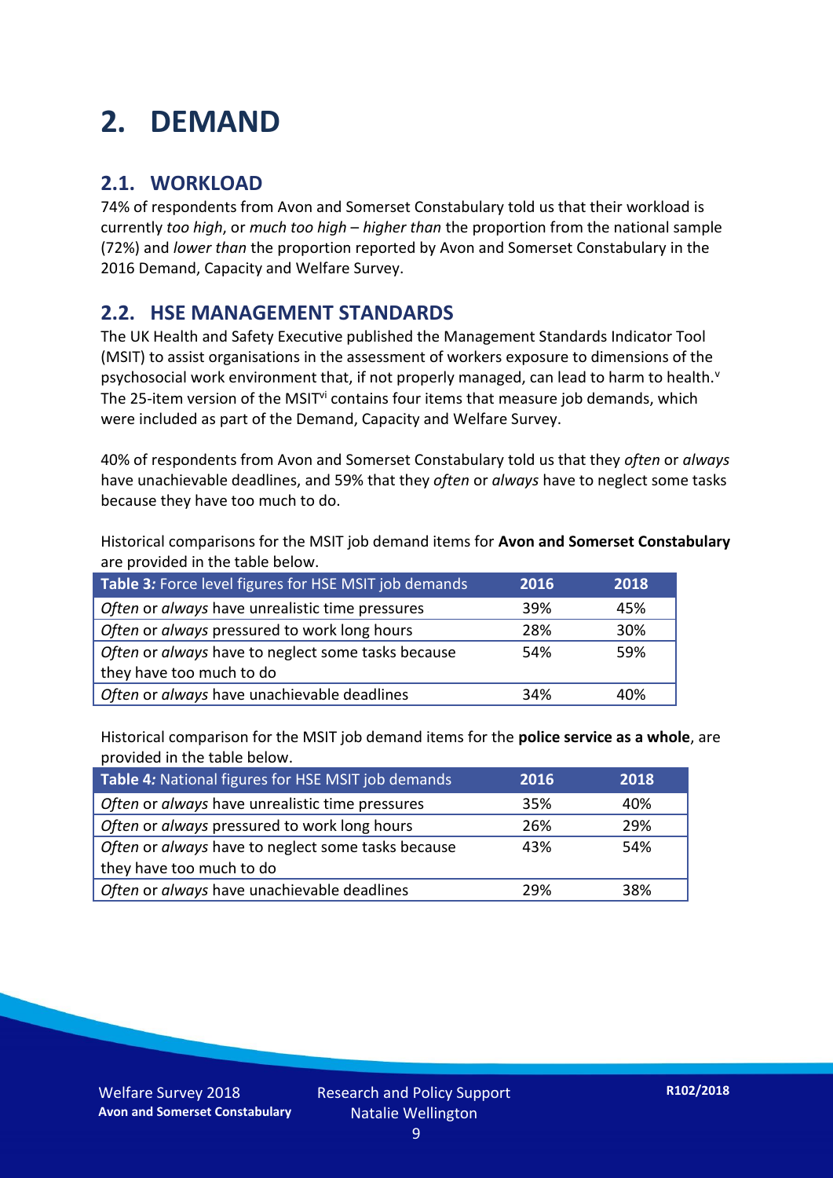# 2. DEMAND

## 2.1. WORKLOAD

74% of respondents from Avon and Somerset Constabulary told us that their workload is currently *too high*, or *much too high* – *higher than* the proportion from the national sample (72%) and *lower than* the proportion reported by Avon and Somerset Constabulary in the 2016 Demand, Capacity and Welfare Survey.

## 2.2. HSE MANAGEMENT STANDARDS

The UK Health and Safety Executive published the Management Standards Indicator Tool (MSIT) to assist organisations in the assessment of workers exposure to dimensions of the psychosocial work environment that, if not properly managed, can lead to harm to health.[v] The 25-item version of the MSIT[vi] contains four items that measure job demands, which were included as part of the Demand, Capacity and Welfare Survey.

40% of respondents from Avon and Somerset Constabulary told us that they *often* or *always* have unachievable deadlines, and 59% that they *often* or *always* have to neglect some tasks because they have too much to do.

Historical comparisons for the MSIT job demand items for **Avon and Somerset Constabulary** are provided in the table below.

| **Table 3:** Force level figures for HSE MSIT job demands | 2016 | 2018 |
|---|---|---|
| *Often* or *always* have unrealistic time pressures | 39% | 45% |
| *Often* or *always* pressured to work long hours | 28% | 30% |
| *Often* or *always* have to neglect some tasks because they have too much to do | 54% | 59% |
| *Often* or *always* have unachievable deadlines | 34% | 40% |

Historical comparison for the MSIT job demand items for the **police service as a whole**, are provided in the table below.

| **Table 4:** National figures for HSE MSIT job demands | 2016 | 2018 |
|---|---|---|
| *Often* or *always* have unrealistic time pressures | 35% | 40% |
| *Often* or *always* pressured to work long hours | 26% | 29% |
| *Often* or *always* have to neglect some tasks because they have too much to do | 43% | 54% |
| *Often* or *always* have unachievable deadlines | 29% | 38% |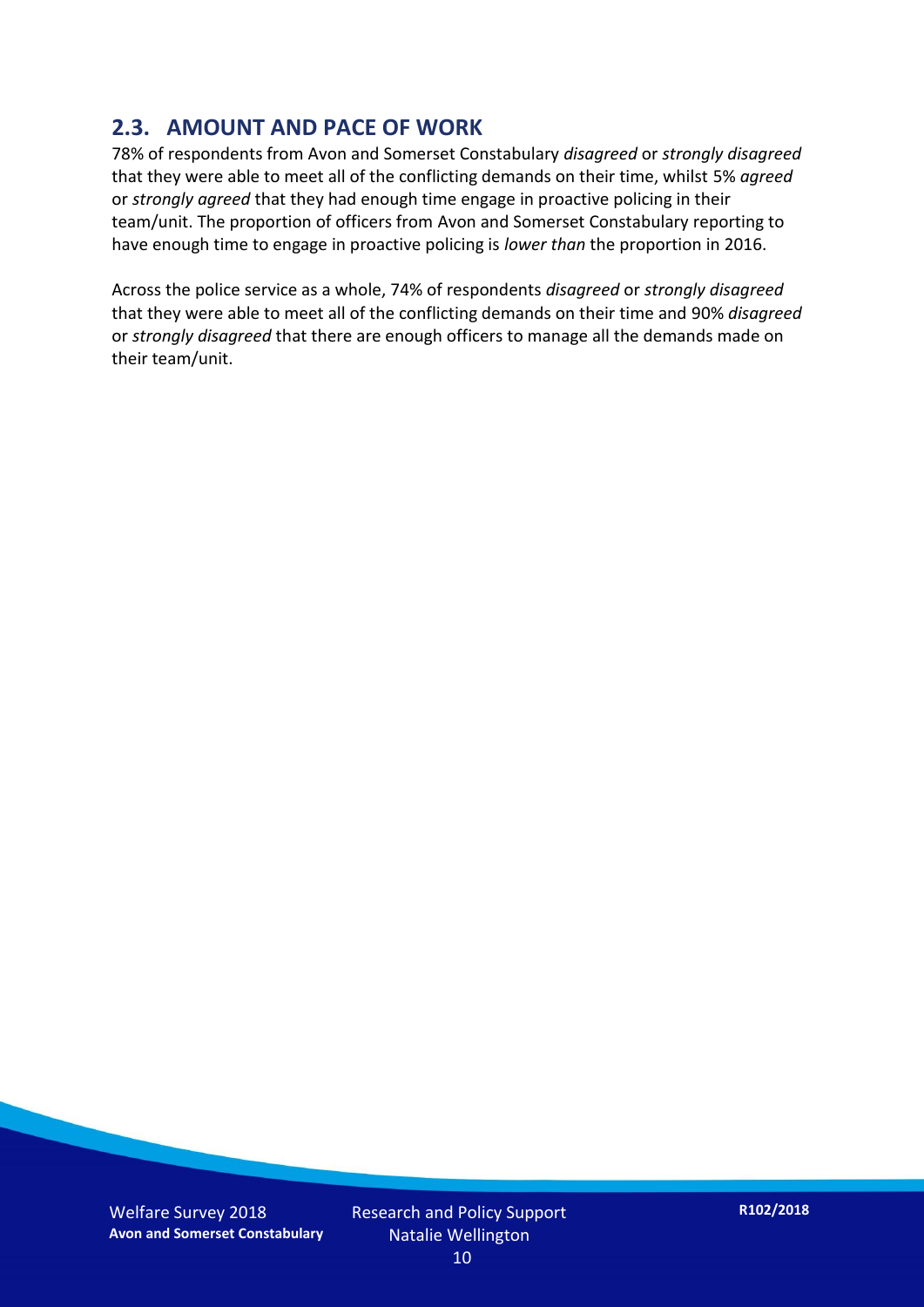## 2.3. AMOUNT AND PACE OF WORK

78% of respondents from Avon and Somerset Constabulary *disagreed* or *strongly disagreed* that they were able to meet all of the conflicting demands on their time, whilst 5% *agreed* or *strongly agreed* that they had enough time engage in proactive policing in their team/unit. The proportion of officers from Avon and Somerset Constabulary reporting to have enough time to engage in proactive policing is *lower than* the proportion in 2016.

Across the police service as a whole, 74% of respondents *disagreed* or *strongly disagreed* that they were able to meet all of the conflicting demands on their time and 90% *disagreed* or *strongly disagreed* that there are enough officers to manage all the demands made on their team/unit.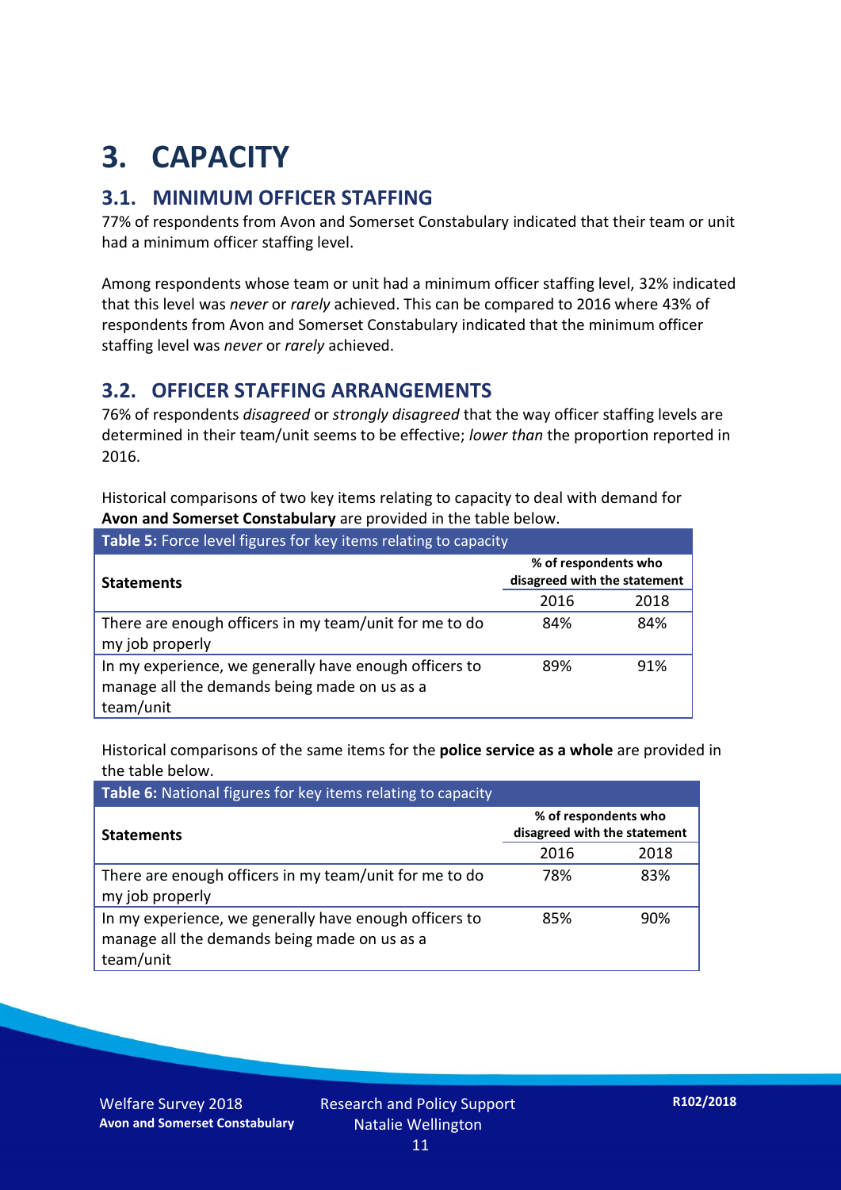# 3. CAPACITY

## 3.1. MINIMUM OFFICER STAFFING

77% of respondents from Avon and Somerset Constabulary indicated that their team or unit had a minimum officer staffing level.

Among respondents whose team or unit had a minimum officer staffing level, 32% indicated that this level was *never* or *rarely* achieved. This can be compared to 2016 where 43% of respondents from Avon and Somerset Constabulary indicated that the minimum officer staffing level was *never* or *rarely* achieved.

## 3.2. OFFICER STAFFING ARRANGEMENTS

76% of respondents *disagreed* or *strongly disagreed* that the way officer staffing levels are determined in their team/unit seems to be effective; *lower than* the proportion reported in 2016.

Historical comparisons of two key items relating to capacity to deal with demand for **Avon and Somerset Constabulary** are provided in the table below.

**Table 5:** Force level figures for key items relating to capacity

| Statements | % of respondents who disagreed with the statement | |
|---|---|---|
| | 2016 | 2018 |
| There are enough officers in my team/unit for me to do my job properly | 84% | 84% |
| In my experience, we generally have enough officers to manage all the demands being made on us as a team/unit | 89% | 91% |

Historical comparisons of the same items for the **police service as a whole** are provided in the table below.

**Table 6:** National figures for key items relating to capacity

| Statements | % of respondents who disagreed with the statement | |
|---|---|---|
| | 2016 | 2018 |
| There are enough officers in my team/unit for me to do my job properly | 78% | 83% |
| In my experience, we generally have enough officers to manage all the demands being made on us as a team/unit | 85% | 90% |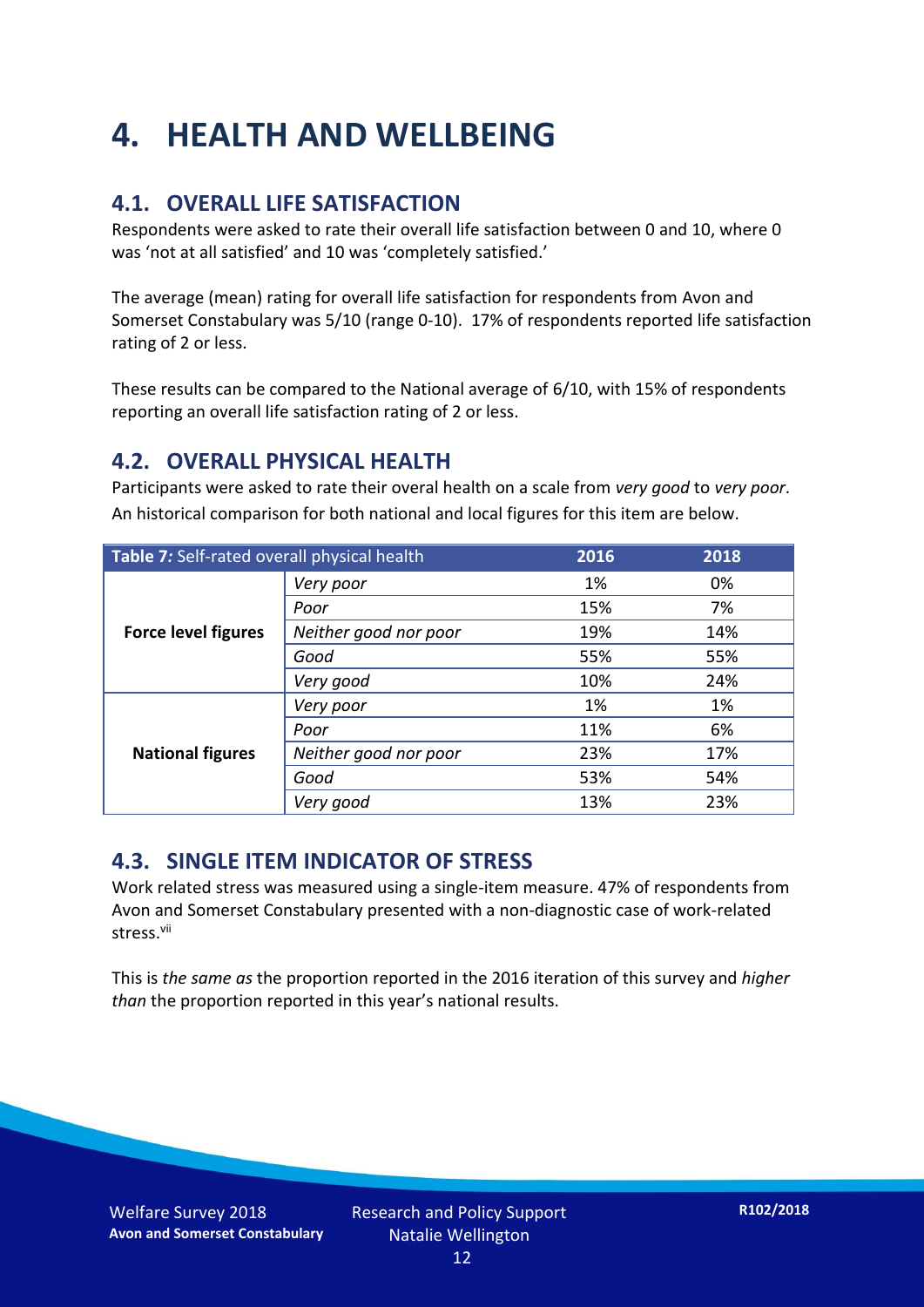# 4. HEALTH AND WELLBEING

## 4.1. OVERALL LIFE SATISFACTION

Respondents were asked to rate their overall life satisfaction between 0 and 10, where 0 was 'not at all satisfied' and 10 was 'completely satisfied.'

The average (mean) rating for overall life satisfaction for respondents from Avon and Somerset Constabulary was 5/10 (range 0-10). 17% of respondents reported life satisfaction rating of 2 or less.

These results can be compared to the National average of 6/10, with 15% of respondents reporting an overall life satisfaction rating of 2 or less.

## 4.2. OVERALL PHYSICAL HEALTH

Participants were asked to rate their overal health on a scale from *very good* to *very poor*. An historical comparison for both national and local figures for this item are below.

| **Table 7:** Self-rated overall physical health | | 2016 | 2018 |
|---|---|---|---|
| **Force level figures** | *Very poor* | 1% | 0% |
| | *Poor* | 15% | 7% |
| | *Neither good nor poor* | 19% | 14% |
| | *Good* | 55% | 55% |
| | *Very good* | 10% | 24% |
| **National figures** | *Very poor* | 1% | 1% |
| | *Poor* | 11% | 6% |
| | *Neither good nor poor* | 23% | 17% |
| | *Good* | 53% | 54% |
| | *Very good* | 13% | 23% |

## 4.3. SINGLE ITEM INDICATOR OF STRESS

Work related stress was measured using a single-item measure. 47% of respondents from Avon and Somerset Constabulary presented with a non-diagnostic case of work-related stress.[vii]

This is *the same as* the proportion reported in the 2016 iteration of this survey and *higher than* the proportion reported in this year's national results.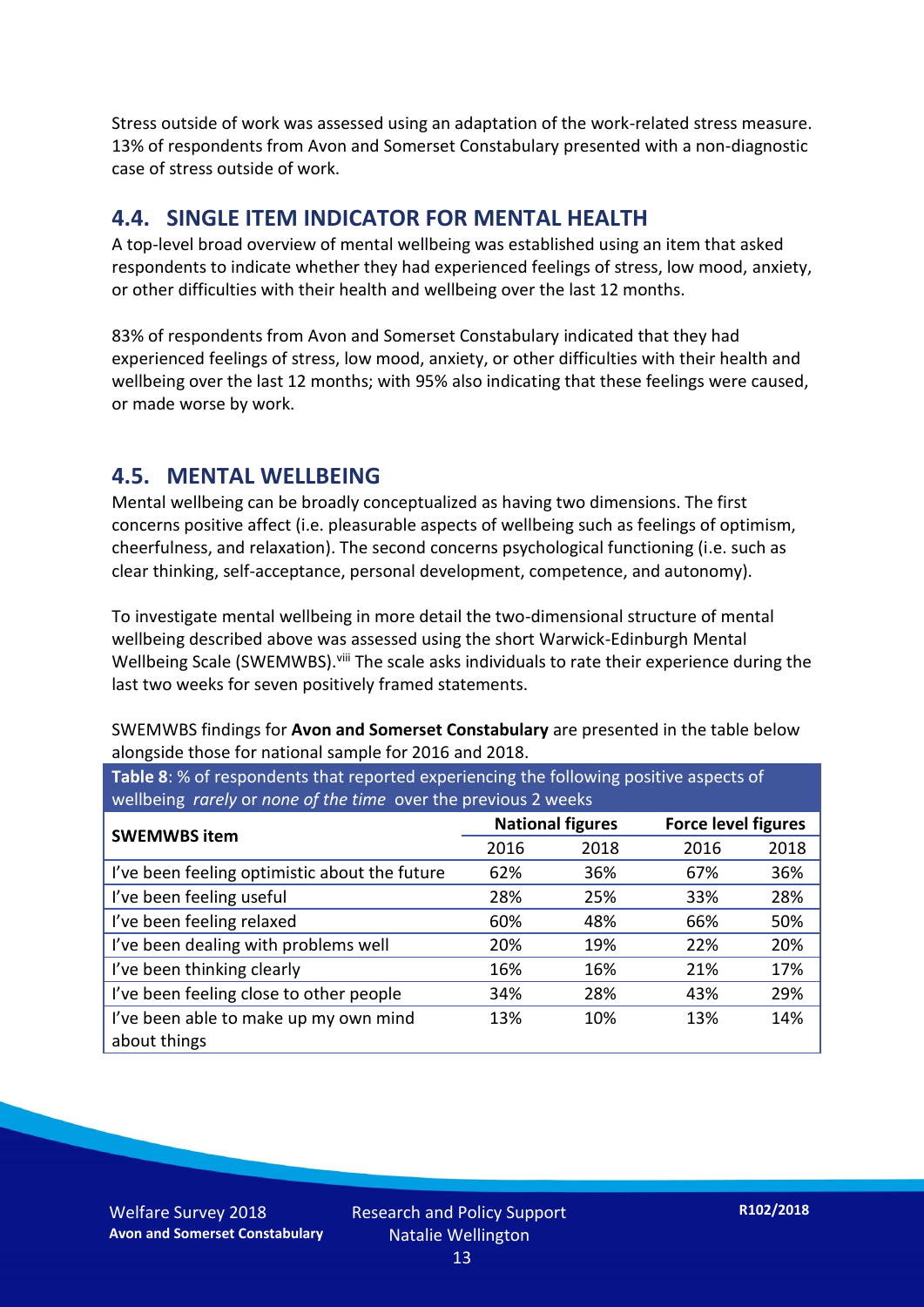Stress outside of work was assessed using an adaptation of the work-related stress measure. 13% of respondents from Avon and Somerset Constabulary presented with a non-diagnostic case of stress outside of work.

## 4.4. SINGLE ITEM INDICATOR FOR MENTAL HEALTH

A top-level broad overview of mental wellbeing was established using an item that asked respondents to indicate whether they had experienced feelings of stress, low mood, anxiety, or other difficulties with their health and wellbeing over the last 12 months.

83% of respondents from Avon and Somerset Constabulary indicated that they had experienced feelings of stress, low mood, anxiety, or other difficulties with their health and wellbeing over the last 12 months; with 95% also indicating that these feelings were caused, or made worse by work.

## 4.5. MENTAL WELLBEING

Mental wellbeing can be broadly conceptualized as having two dimensions. The first concerns positive affect (i.e. pleasurable aspects of wellbeing such as feelings of optimism, cheerfulness, and relaxation). The second concerns psychological functioning (i.e. such as clear thinking, self-acceptance, personal development, competence, and autonomy).

To investigate mental wellbeing in more detail the two-dimensional structure of mental wellbeing described above was assessed using the short Warwick-Edinburgh Mental Wellbeing Scale (SWEMWBS).[viii] The scale asks individuals to rate their experience during the last two weeks for seven positively framed statements.

SWEMWBS findings for **Avon and Somerset Constabulary** are presented in the table below alongside those for national sample for 2016 and 2018.

**Table 8**: % of respondents that reported experiencing the following positive aspects of wellbeing *rarely* or *none of the time* over the previous 2 weeks

| SWEMWBS item | National figures | | Force level figures | |
|---|---|---|---|---|
| | 2016 | 2018 | 2016 | 2018 |
| I've been feeling optimistic about the future | 62% | 36% | 67% | 36% |
| I've been feeling useful | 28% | 25% | 33% | 28% |
| I've been feeling relaxed | 60% | 48% | 66% | 50% |
| I've been dealing with problems well | 20% | 19% | 22% | 20% |
| I've been thinking clearly | 16% | 16% | 21% | 17% |
| I've been feeling close to other people | 34% | 28% | 43% | 29% |
| I've been able to make up my own mind about things | 13% | 10% | 13% | 14% |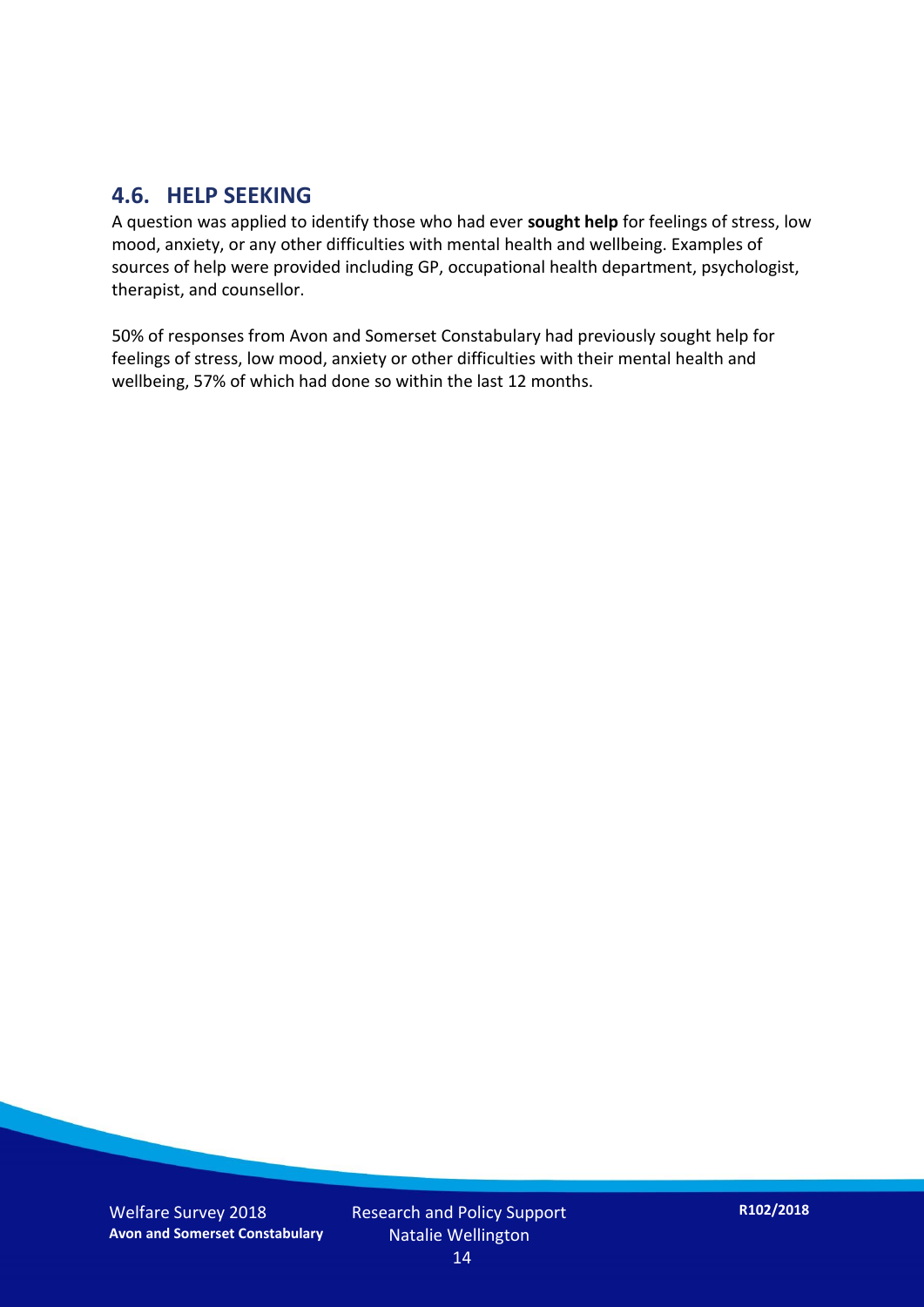## 4.6. HELP SEEKING

A question was applied to identify those who had ever **sought help** for feelings of stress, low mood, anxiety, or any other difficulties with mental health and wellbeing. Examples of sources of help were provided including GP, occupational health department, psychologist, therapist, and counsellor.

50% of responses from Avon and Somerset Constabulary had previously sought help for feelings of stress, low mood, anxiety or other difficulties with their mental health and wellbeing, 57% of which had done so within the last 12 months.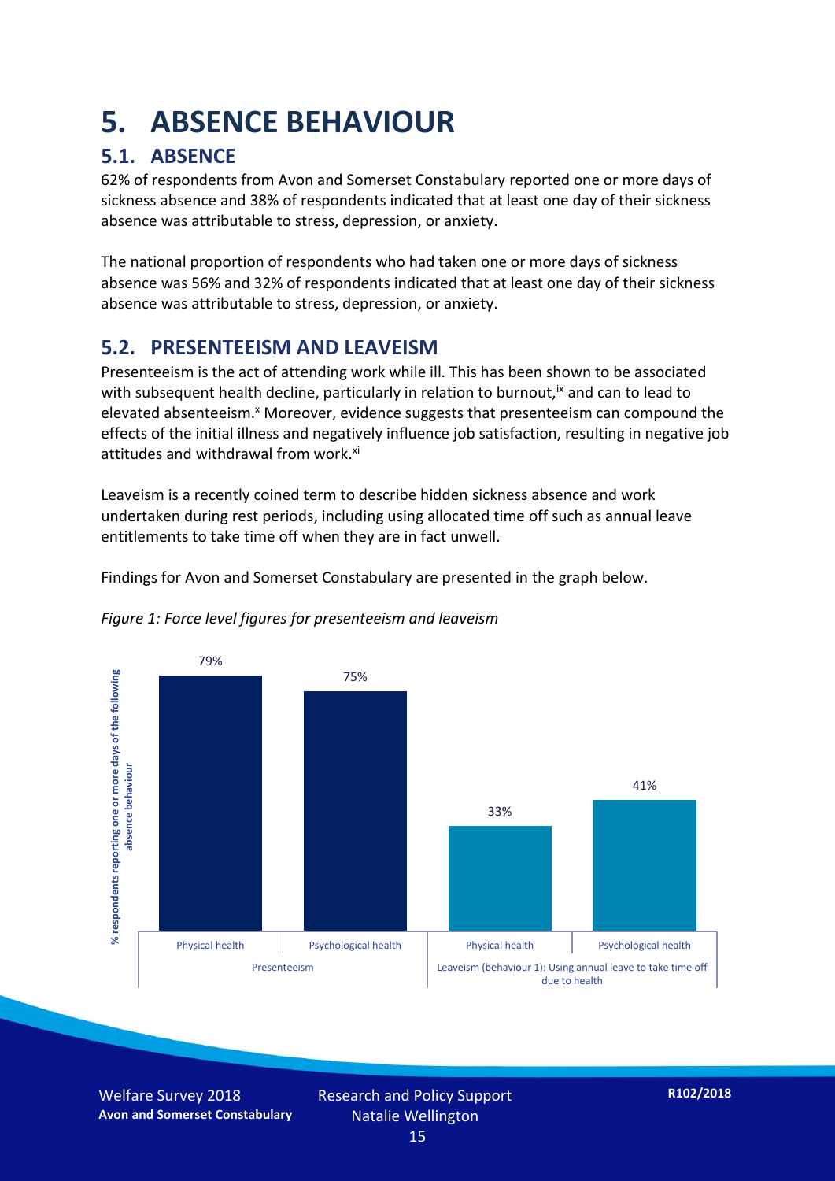# 5. ABSENCE BEHAVIOUR

## 5.1. ABSENCE

62% of respondents from Avon and Somerset Constabulary reported one or more days of sickness absence and 38% of respondents indicated that at least one day of their sickness absence was attributable to stress, depression, or anxiety.

The national proportion of respondents who had taken one or more days of sickness absence was 56% and 32% of respondents indicated that at least one day of their sickness absence was attributable to stress, depression, or anxiety.

## 5.2. PRESENTEEISM AND LEAVEISM

Presenteeism is the act of attending work while ill. This has been shown to be associated with subsequent health decline, particularly in relation to burnout,[ix] and can to lead to elevated absenteeism.[x] Moreover, evidence suggests that presenteeism can compound the effects of the initial illness and negatively influence job satisfaction, resulting in negative job attitudes and withdrawal from work.[xi]

Leaveism is a recently coined term to describe hidden sickness absence and work undertaken during rest periods, including using allocated time off such as annual leave entitlements to take time off when they are in fact unwell.

Findings for Avon and Somerset Constabulary are presented in the graph below.

*Figure 1: Force level figures for presenteeism and leaveism*

| % respondents reporting one or more days of the following absence behaviour | Physical health | Psychological health |
|---|---|---|
| Presenteeism | 79% | 75% |
| Leaveism (behaviour 1): Using annual leave to take time off due to health | 33% | 41% |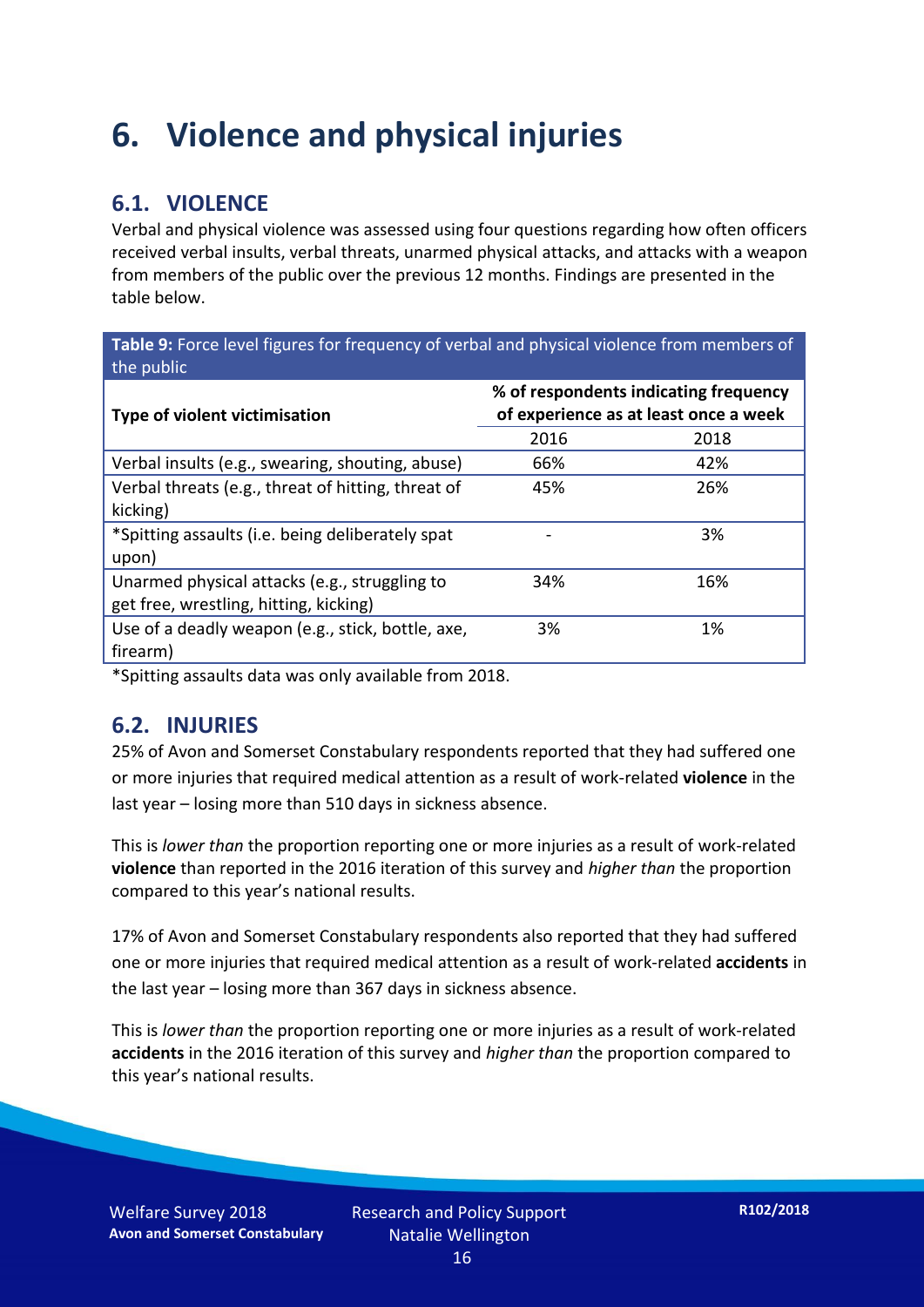# 6. Violence and physical injuries

## 6.1. VIOLENCE

Verbal and physical violence was assessed using four questions regarding how often officers received verbal insults, verbal threats, unarmed physical attacks, and attacks with a weapon from members of the public over the previous 12 months. Findings are presented in the table below.

**Table 9:** Force level figures for frequency of verbal and physical violence from members of the public

| Type of violent victimisation | % of respondents indicating frequency of experience as at least once a week | |
|---|---|---|
| | 2016 | 2018 |
| Verbal insults (e.g., swearing, shouting, abuse) | 66% | 42% |
| Verbal threats (e.g., threat of hitting, threat of kicking) | 45% | 26% |
| *Spitting assaults (i.e. being deliberately spat upon) | - | 3% |
| Unarmed physical attacks (e.g., struggling to get free, wrestling, hitting, kicking) | 34% | 16% |
| Use of a deadly weapon (e.g., stick, bottle, axe, firearm) | 3% | 1% |

*Spitting assaults data was only available from 2018.

## 6.2. INJURIES

25% of Avon and Somerset Constabulary respondents reported that they had suffered one or more injuries that required medical attention as a result of work-related **violence** in the last year – losing more than 510 days in sickness absence.

This is *lower than* the proportion reporting one or more injuries as a result of work-related **violence** than reported in the 2016 iteration of this survey and *higher than* the proportion compared to this year's national results.

17% of Avon and Somerset Constabulary respondents also reported that they had suffered one or more injuries that required medical attention as a result of work-related **accidents** in the last year – losing more than 367 days in sickness absence.

This is *lower than* the proportion reporting one or more injuries as a result of work-related **accidents** in the 2016 iteration of this survey and *higher than* the proportion compared to this year's national results.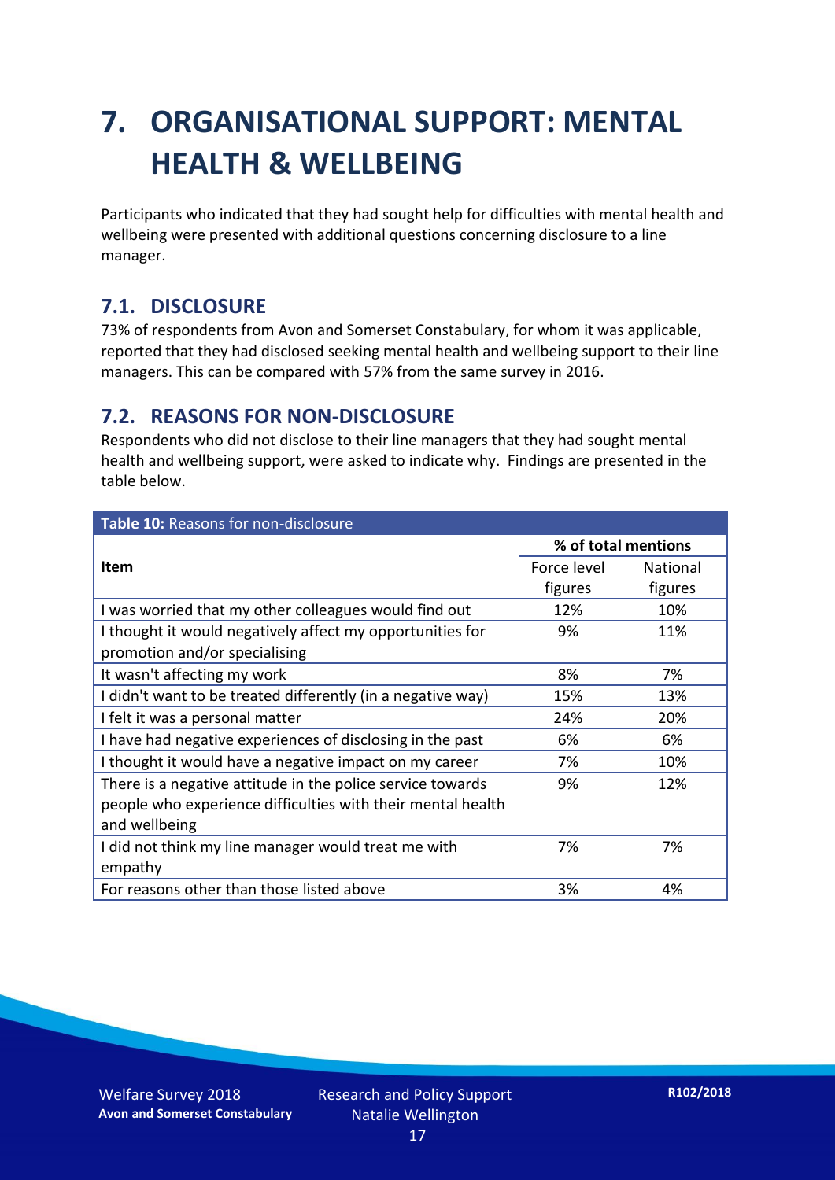# 7. ORGANISATIONAL SUPPORT: MENTAL HEALTH & WELLBEING

Participants who indicated that they had sought help for difficulties with mental health and wellbeing were presented with additional questions concerning disclosure to a line manager.

## 7.1. DISCLOSURE

73% of respondents from Avon and Somerset Constabulary, for whom it was applicable, reported that they had disclosed seeking mental health and wellbeing support to their line managers. This can be compared with 57% from the same survey in 2016.

## 7.2. REASONS FOR NON-DISCLOSURE

Respondents who did not disclose to their line managers that they had sought mental health and wellbeing support, were asked to indicate why. Findings are presented in the table below.

**Table 10:** Reasons for non-disclosure

| Item | % of total mentions | |
|---|---|---|
| | Force level figures | National figures |
| I was worried that my other colleagues would find out | 12% | 10% |
| I thought it would negatively affect my opportunities for promotion and/or specialising | 9% | 11% |
| It wasn't affecting my work | 8% | 7% |
| I didn't want to be treated differently (in a negative way) | 15% | 13% |
| I felt it was a personal matter | 24% | 20% |
| I have had negative experiences of disclosing in the past | 6% | 6% |
| I thought it would have a negative impact on my career | 7% | 10% |
| There is a negative attitude in the police service towards people who experience difficulties with their mental health and wellbeing | 9% | 12% |
| I did not think my line manager would treat me with empathy | 7% | 7% |
| For reasons other than those listed above | 3% | 4% |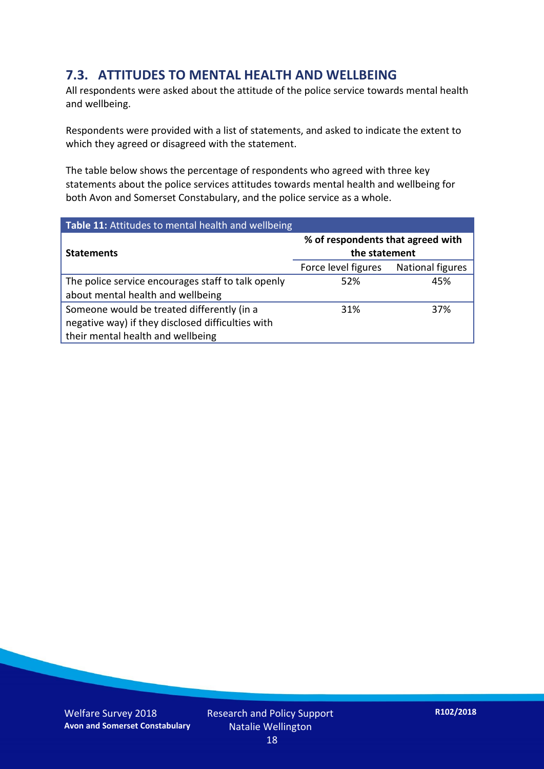## 7.3. ATTITUDES TO MENTAL HEALTH AND WELLBEING

All respondents were asked about the attitude of the police service towards mental health and wellbeing.

Respondents were provided with a list of statements, and asked to indicate the extent to which they agreed or disagreed with the statement.

The table below shows the percentage of respondents who agreed with three key statements about the police services attitudes towards mental health and wellbeing for both Avon and Somerset Constabulary, and the police service as a whole.

**Table 11:** Attitudes to mental health and wellbeing

| **Statements** | **% of respondents that agreed with the statement** | |
|---|---|---|
| | Force level figures | National figures |
| The police service encourages staff to talk openly about mental health and wellbeing | 52% | 45% |
| Someone would be treated differently (in a negative way) if they disclosed difficulties with their mental health and wellbeing | 31% | 37% |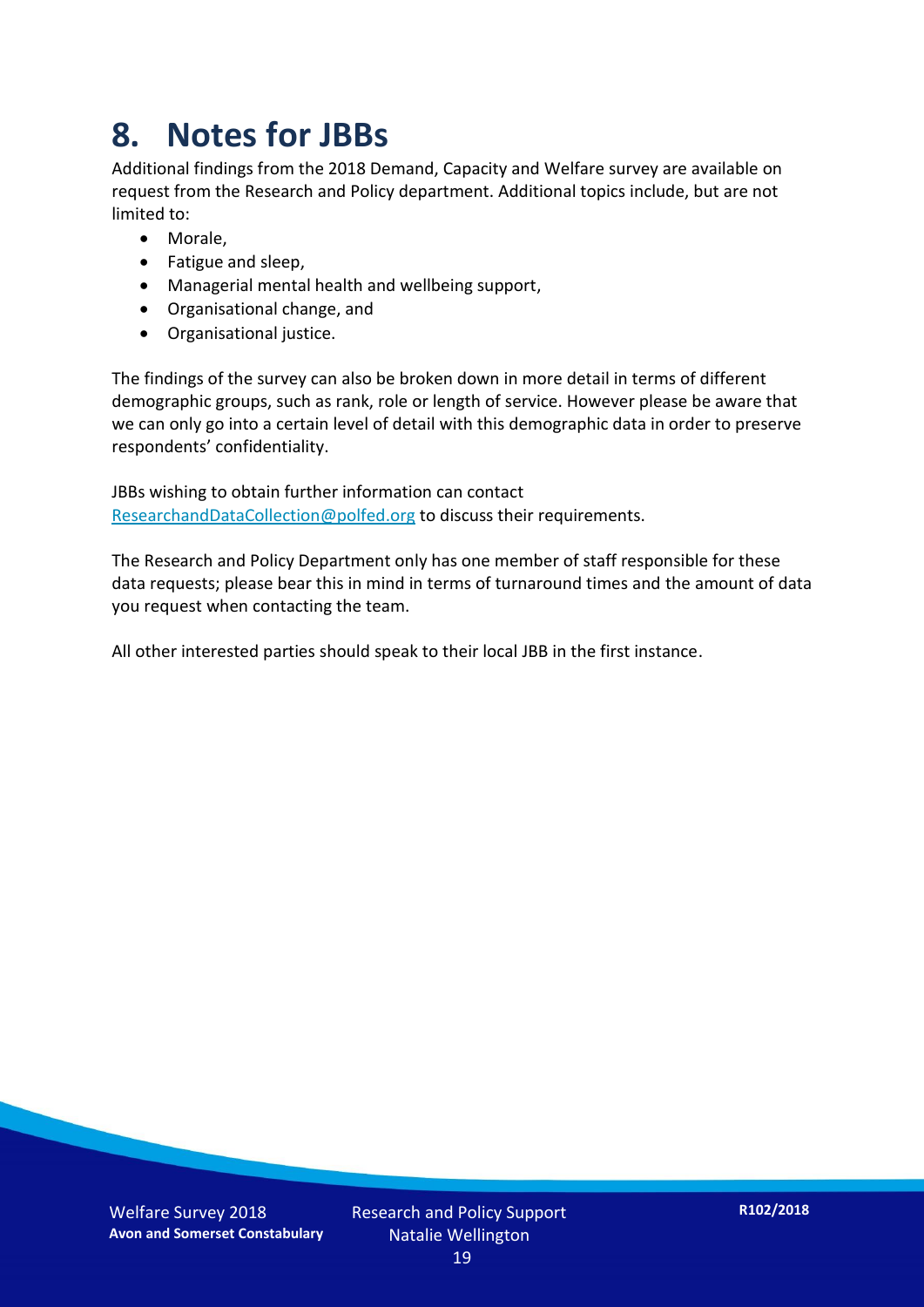# 8. Notes for JBBs

Additional findings from the 2018 Demand, Capacity and Welfare survey are available on request from the Research and Policy department. Additional topics include, but are not limited to:

- Morale,
- Fatigue and sleep,
- Managerial mental health and wellbeing support,
- Organisational change, and
- Organisational justice.

The findings of the survey can also be broken down in more detail in terms of different demographic groups, such as rank, role or length of service. However please be aware that we can only go into a certain level of detail with this demographic data in order to preserve respondents' confidentiality.

JBBs wishing to obtain further information can contact ResearchandDataCollection@polfed.org to discuss their requirements.

The Research and Policy Department only has one member of staff responsible for these data requests; please bear this in mind in terms of turnaround times and the amount of data you request when contacting the team.

All other interested parties should speak to their local JBB in the first instance.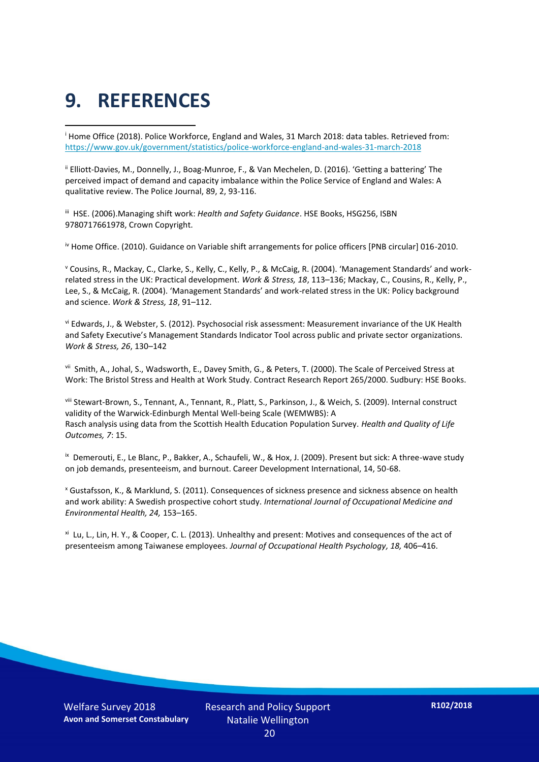# 9. REFERENCES

[i] Home Office (2018). Police Workforce, England and Wales, 31 March 2018: data tables. Retrieved from: https://www.gov.uk/government/statistics/police-workforce-england-and-wales-31-march-2018

[ii] Elliott-Davies, M., Donnelly, J., Boag-Munroe, F., & Van Mechelen, D. (2016). 'Getting a battering' The perceived impact of demand and capacity imbalance within the Police Service of England and Wales: A qualitative review. The Police Journal, 89, 2, 93-116.

[iii] HSE. (2006).Managing shift work: *Health and Safety Guidance*. HSE Books, HSG256, ISBN 9780717661978, Crown Copyright.

[iv] Home Office. (2010). Guidance on Variable shift arrangements for police officers [PNB circular] 016-2010.

[v] Cousins, R., Mackay, C., Clarke, S., Kelly, C., Kelly, P., & McCaig, R. (2004). 'Management Standards' and work-related stress in the UK: Practical development. *Work & Stress, 18*, 113–136; Mackay, C., Cousins, R., Kelly, P., Lee, S., & McCaig, R. (2004). 'Management Standards' and work-related stress in the UK: Policy background and science. *Work & Stress, 18*, 91–112.

[vi] Edwards, J., & Webster, S. (2012). Psychosocial risk assessment: Measurement invariance of the UK Health and Safety Executive's Management Standards Indicator Tool across public and private sector organizations. *Work & Stress, 26*, 130–142

[vii] Smith, A., Johal, S., Wadsworth, E., Davey Smith, G., & Peters, T. (2000). The Scale of Perceived Stress at Work: The Bristol Stress and Health at Work Study. Contract Research Report 265/2000. Sudbury: HSE Books.

[viii] Stewart-Brown, S., Tennant, A., Tennant, R., Platt, S., Parkinson, J., & Weich, S. (2009). Internal construct validity of the Warwick-Edinburgh Mental Well-being Scale (WEMWBS): A Rasch analysis using data from the Scottish Health Education Population Survey. *Health and Quality of Life Outcomes, 7*: 15.

[ix] Demerouti, E., Le Blanc, P., Bakker, A., Schaufeli, W., & Hox, J. (2009). Present but sick: A three-wave study on job demands, presenteeism, and burnout. Career Development International, 14, 50-68.

[x] Gustafsson, K., & Marklund, S. (2011). Consequences of sickness presence and sickness absence on health and work ability: A Swedish prospective cohort study. *International Journal of Occupational Medicine and Environmental Health, 24,* 153–165.

[xi] Lu, L., Lin, H. Y., & Cooper, C. L. (2013). Unhealthy and present: Motives and consequences of the act of presenteeism among Taiwanese employees. *Journal of Occupational Health Psychology, 18,* 406–416.